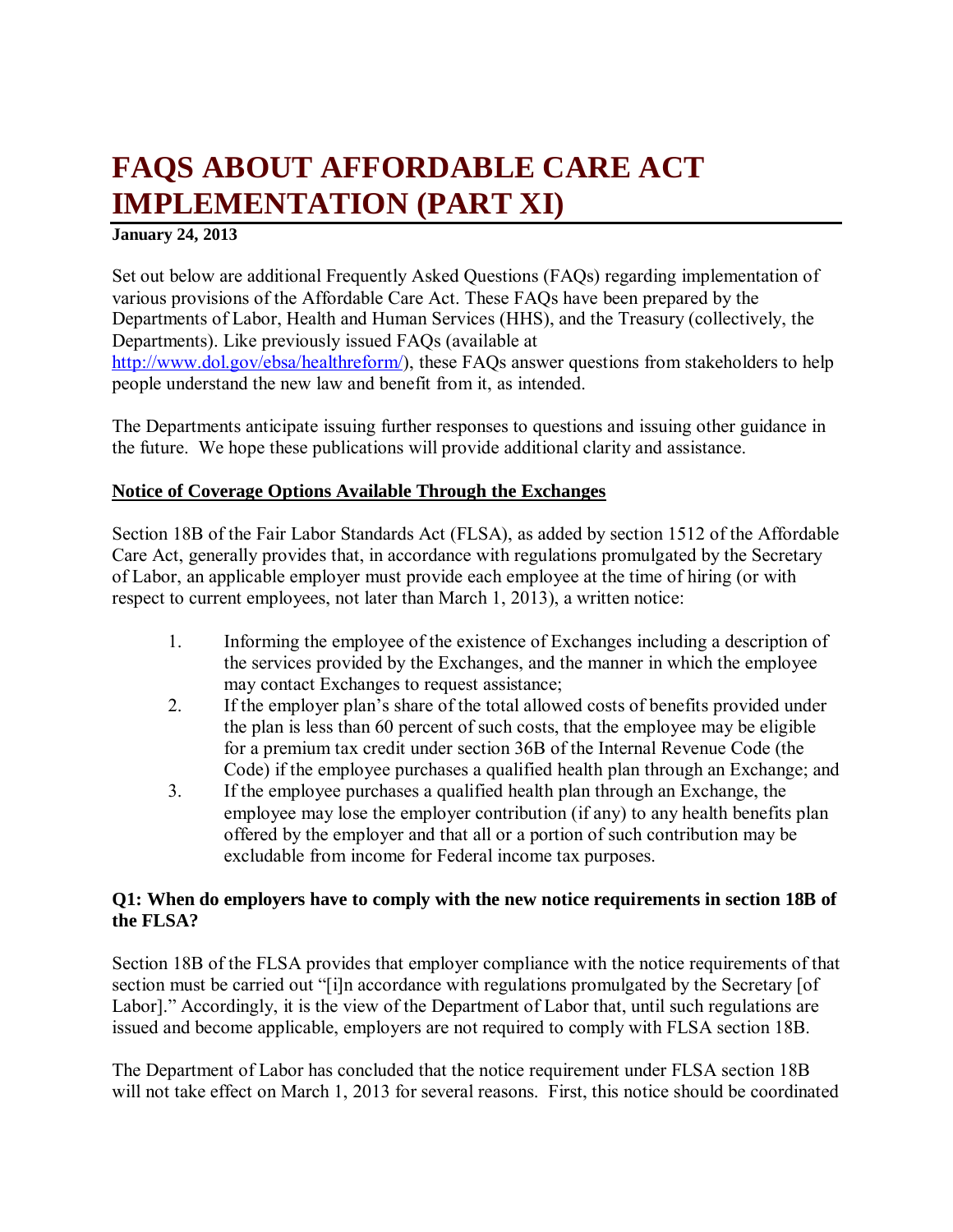# FAQS ABOUT AFFORDABLE CARE ACT IMPLEMENTATION (PART XI)

**January 24, 2013**

Set out below are additional Frequently Asked Questions (FAQs) regarding implementation of various provisions of the Affordable Care Act. These FAQs have been prepared by the Departments of Labor, Health and Human Services (HHS), and the Treasury (collectively, the Departments). Like previously issued FAQs (available at [http://www.dol.gov/ebsa/healthreform/](http://www.dol.gov/ebsa/healthreform/)), these FAQs answer questions from stakeholders to help people understand the new law and benefit from it, as intended.

The Departments anticipate issuing further responses to questions and issuing other guidance in the future. We hope these publications will provide additional clarity and assistance.

## Notice of Coverage Options Available Through the Exchanges

Section 18B of the Fair Labor Standards Act (FLSA), as added by section 1512 of the Affordable Care Act, generally provides that, in accordance with regulations promulgated by the Secretary of Labor, an applicable employer must provide each employee at the time of hiring (or with respect to current employees, not later than March 1, 2013), a written notice:

1. Informing the employee of the existence of Exchanges including a description of the services provided by the Exchanges, and the manner in which the employee may contact Exchanges to request assistance;
2. If the employer plan's share of the total allowed costs of benefits provided under the plan is less than 60 percent of such costs, that the employee may be eligible for a premium tax credit under section 36B of the Internal Revenue Code (the Code) if the employee purchases a qualified health plan through an Exchange; and
3. If the employee purchases a qualified health plan through an Exchange, the employee may lose the employer contribution (if any) to any health benefits plan offered by the employer and that all or a portion of such contribution may be excludable from income for Federal income tax purposes.

### Q1: When do employers have to comply with the new notice requirements in section 18B of the FLSA?

Section 18B of the FLSA provides that employer compliance with the notice requirements of that section must be carried out "[i]n accordance with regulations promulgated by the Secretary [of Labor]." Accordingly, it is the view of the Department of Labor that, until such regulations are issued and become applicable, employers are not required to comply with FLSA section 18B.

The Department of Labor has concluded that the notice requirement under FLSA section 18B will not take effect on March 1, 2013 for several reasons. First, this notice should be coordinated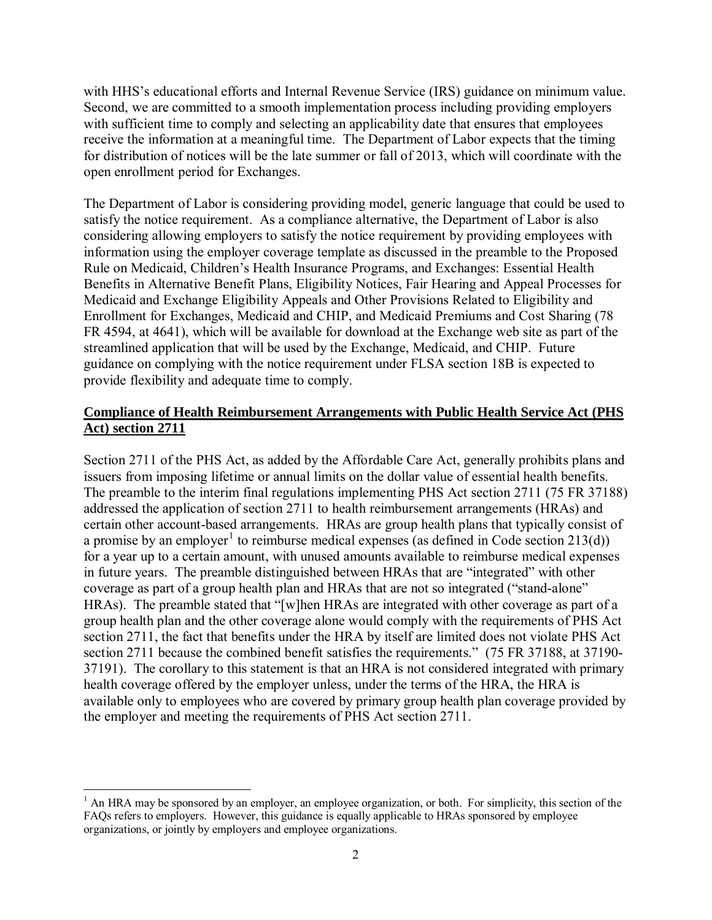with HHS's educational efforts and Internal Revenue Service (IRS) guidance on minimum value. Second, we are committed to a smooth implementation process including providing employers with sufficient time to comply and selecting an applicability date that ensures that employees receive the information at a meaningful time. The Department of Labor expects that the timing for distribution of notices will be the late summer or fall of 2013, which will coordinate with the open enrollment period for Exchanges.

The Department of Labor is considering providing model, generic language that could be used to satisfy the notice requirement. As a compliance alternative, the Department of Labor is also considering allowing employers to satisfy the notice requirement by providing employees with information using the employer coverage template as discussed in the preamble to the Proposed Rule on Medicaid, Children's Health Insurance Programs, and Exchanges: Essential Health Benefits in Alternative Benefit Plans, Eligibility Notices, Fair Hearing and Appeal Processes for Medicaid and Exchange Eligibility Appeals and Other Provisions Related to Eligibility and Enrollment for Exchanges, Medicaid and CHIP, and Medicaid Premiums and Cost Sharing (78 FR 4594, at 4641), which will be available for download at the Exchange web site as part of the streamlined application that will be used by the Exchange, Medicaid, and CHIP. Future guidance on complying with the notice requirement under FLSA section 18B is expected to provide flexibility and adequate time to comply.

## Compliance of Health Reimbursement Arrangements with Public Health Service Act (PHS Act) section 2711

Section 2711 of the PHS Act, as added by the Affordable Care Act, generally prohibits plans and issuers from imposing lifetime or annual limits on the dollar value of essential health benefits. The preamble to the interim final regulations implementing PHS Act section 2711 (75 FR 37188) addressed the application of section 2711 to health reimbursement arrangements (HRAs) and certain other account-based arrangements. HRAs are group health plans that typically consist of a promise by an employer[1] to reimburse medical expenses (as defined in Code section 213(d)) for a year up to a certain amount, with unused amounts available to reimburse medical expenses in future years. The preamble distinguished between HRAs that are "integrated" with other coverage as part of a group health plan and HRAs that are not so integrated ("stand-alone" HRAs). The preamble stated that "[w]hen HRAs are integrated with other coverage as part of a group health plan and the other coverage alone would comply with the requirements of PHS Act section 2711, the fact that benefits under the HRA by itself are limited does not violate PHS Act section 2711 because the combined benefit satisfies the requirements." (75 FR 37188, at 37190-37191). The corollary to this statement is that an HRA is not considered integrated with primary health coverage offered by the employer unless, under the terms of the HRA, the HRA is available only to employees who are covered by primary group health plan coverage provided by the employer and meeting the requirements of PHS Act section 2711.

---

[1] An HRA may be sponsored by an employer, an employee organization, or both. For simplicity, this section of the FAQs refers to employers. However, this guidance is equally applicable to HRAs sponsored by employee organizations, or jointly by employers and employee organizations.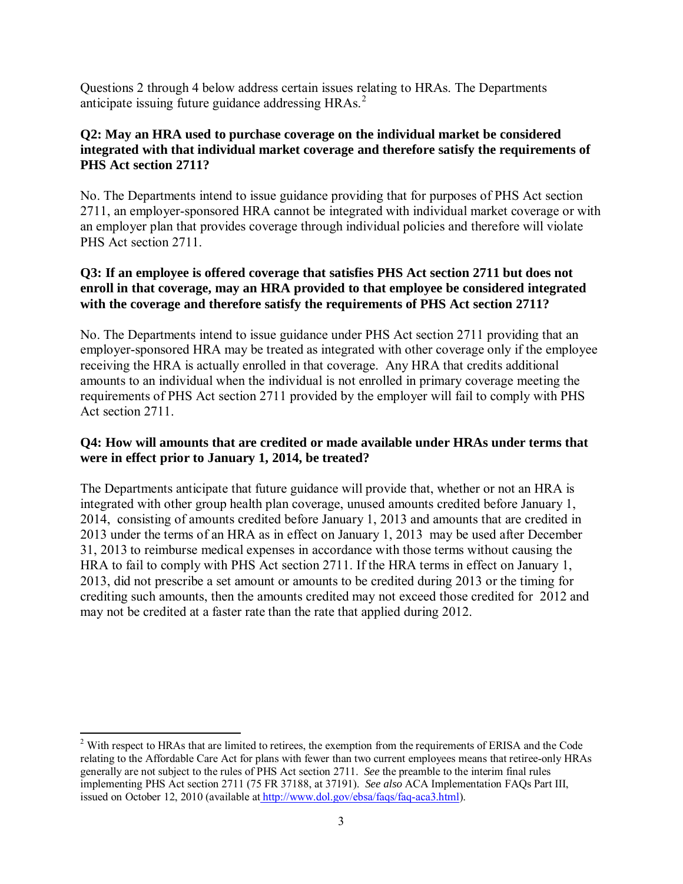Questions 2 through 4 below address certain issues relating to HRAs. The Departments anticipate issuing future guidance addressing HRAs.[2]

**Q2: May an HRA used to purchase coverage on the individual market be considered integrated with that individual market coverage and therefore satisfy the requirements of PHS Act section 2711?**

No. The Departments intend to issue guidance providing that for purposes of PHS Act section 2711, an employer-sponsored HRA cannot be integrated with individual market coverage or with an employer plan that provides coverage through individual policies and therefore will violate PHS Act section 2711.

**Q3: If an employee is offered coverage that satisfies PHS Act section 2711 but does not enroll in that coverage, may an HRA provided to that employee be considered integrated with the coverage and therefore satisfy the requirements of PHS Act section 2711?**

No. The Departments intend to issue guidance under PHS Act section 2711 providing that an employer-sponsored HRA may be treated as integrated with other coverage only if the employee receiving the HRA is actually enrolled in that coverage. Any HRA that credits additional amounts to an individual when the individual is not enrolled in primary coverage meeting the requirements of PHS Act section 2711 provided by the employer will fail to comply with PHS Act section 2711.

**Q4: How will amounts that are credited or made available under HRAs under terms that were in effect prior to January 1, 2014, be treated?**

The Departments anticipate that future guidance will provide that, whether or not an HRA is integrated with other group health plan coverage, unused amounts credited before January 1, 2014, consisting of amounts credited before January 1, 2013 and amounts that are credited in 2013 under the terms of an HRA as in effect on January 1, 2013 may be used after December 31, 2013 to reimburse medical expenses in accordance with those terms without causing the HRA to fail to comply with PHS Act section 2711. If the HRA terms in effect on January 1, 2013, did not prescribe a set amount or amounts to be credited during 2013 or the timing for crediting such amounts, then the amounts credited may not exceed those credited for 2012 and may not be credited at a faster rate than the rate that applied during 2012.

---

[2] With respect to HRAs that are limited to retirees, the exemption from the requirements of ERISA and the Code relating to the Affordable Care Act for plans with fewer than two current employees means that retiree-only HRAs generally are not subject to the rules of PHS Act section 2711. *See* the preamble to the interim final rules implementing PHS Act section 2711 (75 FR 37188, at 37191). *See also* ACA Implementation FAQs Part III, issued on October 12, 2010 (available at http://www.dol.gov/ebsa/faqs/faq-aca3.html).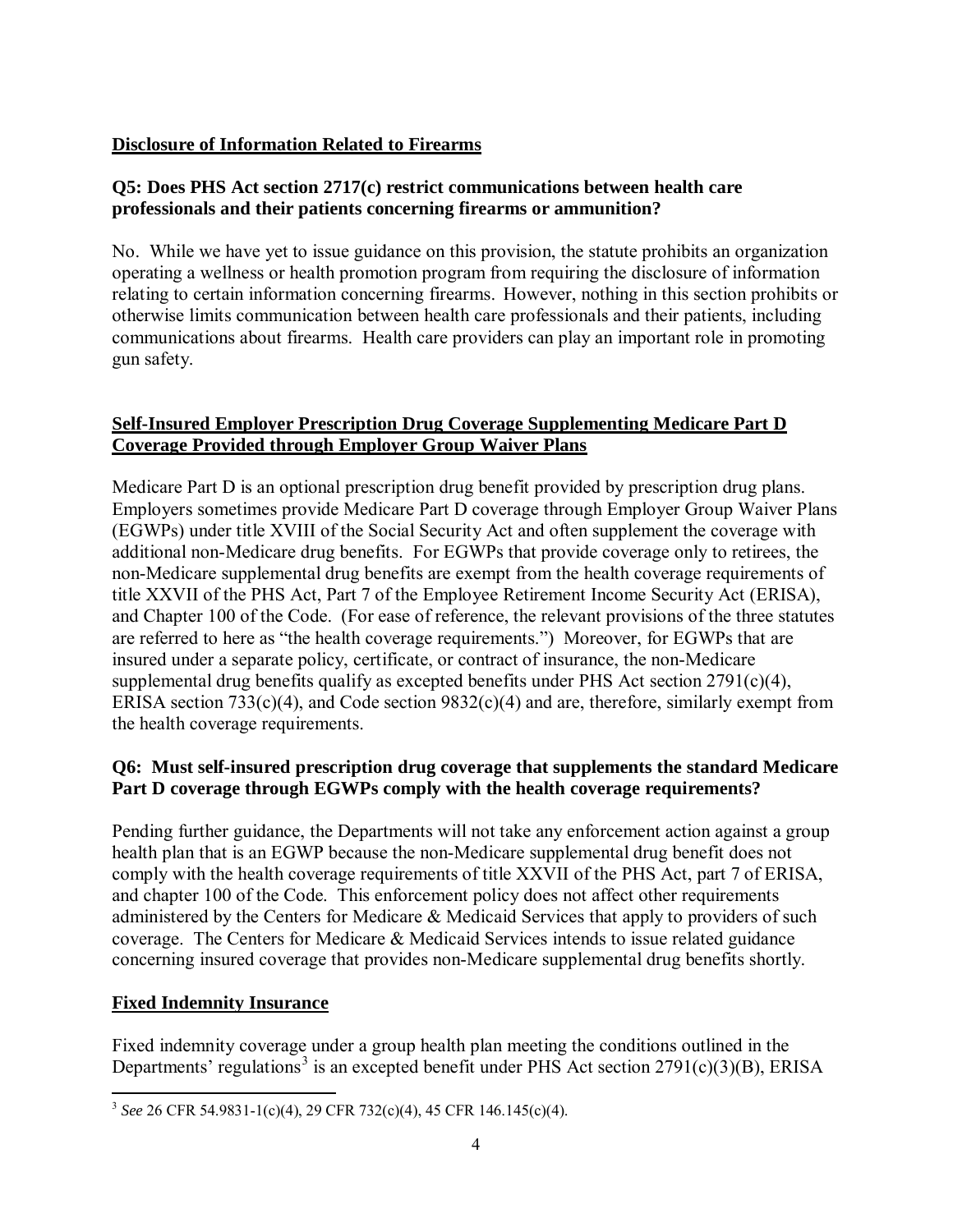**Disclosure of Information Related to Firearms**

**Q5: Does PHS Act section 2717(c) restrict communications between health care professionals and their patients concerning firearms or ammunition?**

No. While we have yet to issue guidance on this provision, the statute prohibits an organization operating a wellness or health promotion program from requiring the disclosure of information relating to certain information concerning firearms. However, nothing in this section prohibits or otherwise limits communication between health care professionals and their patients, including communications about firearms. Health care providers can play an important role in promoting gun safety.

**Self-Insured Employer Prescription Drug Coverage Supplementing Medicare Part D Coverage Provided through Employer Group Waiver Plans**

Medicare Part D is an optional prescription drug benefit provided by prescription drug plans. Employers sometimes provide Medicare Part D coverage through Employer Group Waiver Plans (EGWPs) under title XVIII of the Social Security Act and often supplement the coverage with additional non-Medicare drug benefits. For EGWPs that provide coverage only to retirees, the non-Medicare supplemental drug benefits are exempt from the health coverage requirements of title XXVII of the PHS Act, Part 7 of the Employee Retirement Income Security Act (ERISA), and Chapter 100 of the Code. (For ease of reference, the relevant provisions of the three statutes are referred to here as "the health coverage requirements.") Moreover, for EGWPs that are insured under a separate policy, certificate, or contract of insurance, the non-Medicare supplemental drug benefits qualify as excepted benefits under PHS Act section 2791(c)(4), ERISA section 733(c)(4), and Code section 9832(c)(4) and are, therefore, similarly exempt from the health coverage requirements.

**Q6: Must self-insured prescription drug coverage that supplements the standard Medicare Part D coverage through EGWPs comply with the health coverage requirements?**

Pending further guidance, the Departments will not take any enforcement action against a group health plan that is an EGWP because the non-Medicare supplemental drug benefit does not comply with the health coverage requirements of title XXVII of the PHS Act, part 7 of ERISA, and chapter 100 of the Code. This enforcement policy does not affect other requirements administered by the Centers for Medicare & Medicaid Services that apply to providers of such coverage. The Centers for Medicare & Medicaid Services intends to issue related guidance concerning insured coverage that provides non-Medicare supplemental drug benefits shortly.

**Fixed Indemnity Insurance**

Fixed indemnity coverage under a group health plan meeting the conditions outlined in the Departments' regulations[3] is an excepted benefit under PHS Act section 2791(c)(3)(B), ERISA

[3] *See* 26 CFR 54.9831-1(c)(4), 29 CFR 732(c)(4), 45 CFR 146.145(c)(4).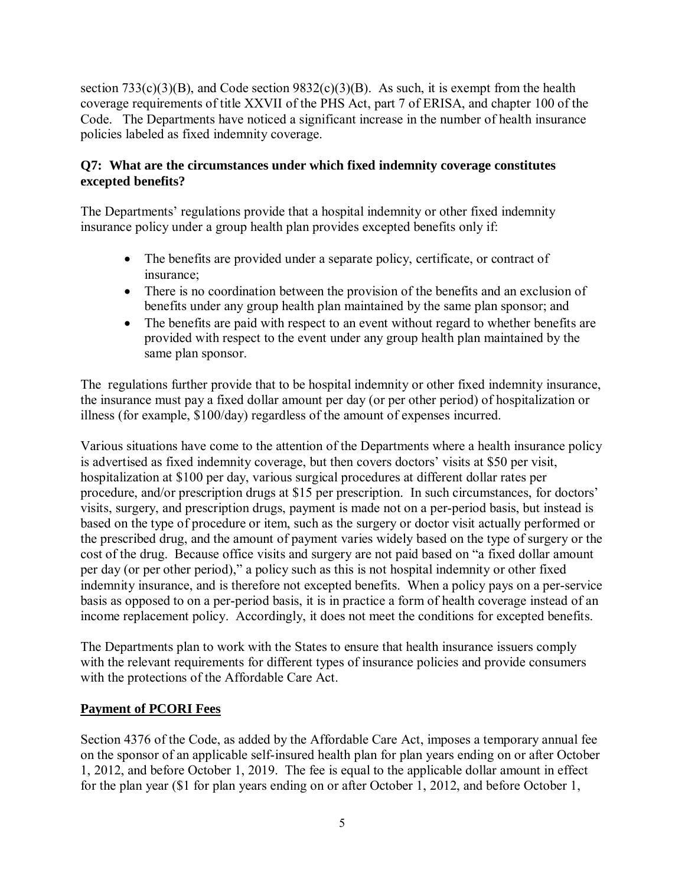section 733(c)(3)(B), and Code section 9832(c)(3)(B). As such, it is exempt from the health coverage requirements of title XXVII of the PHS Act, part 7 of ERISA, and chapter 100 of the Code. The Departments have noticed a significant increase in the number of health insurance policies labeled as fixed indemnity coverage.

**Q7: What are the circumstances under which fixed indemnity coverage constitutes excepted benefits?**

The Departments' regulations provide that a hospital indemnity or other fixed indemnity insurance policy under a group health plan provides excepted benefits only if:

- The benefits are provided under a separate policy, certificate, or contract of insurance;
- There is no coordination between the provision of the benefits and an exclusion of benefits under any group health plan maintained by the same plan sponsor; and
- The benefits are paid with respect to an event without regard to whether benefits are provided with respect to the event under any group health plan maintained by the same plan sponsor.

The regulations further provide that to be hospital indemnity or other fixed indemnity insurance, the insurance must pay a fixed dollar amount per day (or per other period) of hospitalization or illness (for example, $100/day) regardless of the amount of expenses incurred.

Various situations have come to the attention of the Departments where a health insurance policy is advertised as fixed indemnity coverage, but then covers doctors' visits at $50 per visit, hospitalization at $100 per day, various surgical procedures at different dollar rates per procedure, and/or prescription drugs at $15 per prescription. In such circumstances, for doctors' visits, surgery, and prescription drugs, payment is made not on a per-period basis, but instead is based on the type of procedure or item, such as the surgery or doctor visit actually performed or the prescribed drug, and the amount of payment varies widely based on the type of surgery or the cost of the drug. Because office visits and surgery are not paid based on "a fixed dollar amount per day (or per other period)," a policy such as this is not hospital indemnity or other fixed indemnity insurance, and is therefore not excepted benefits. When a policy pays on a per-service basis as opposed to on a per-period basis, it is in practice a form of health coverage instead of an income replacement policy. Accordingly, it does not meet the conditions for excepted benefits.

The Departments plan to work with the States to ensure that health insurance issuers comply with the relevant requirements for different types of insurance policies and provide consumers with the protections of the Affordable Care Act.

**Payment of PCORI Fees**

Section 4376 of the Code, as added by the Affordable Care Act, imposes a temporary annual fee on the sponsor of an applicable self-insured health plan for plan years ending on or after October 1, 2012, and before October 1, 2019. The fee is equal to the applicable dollar amount in effect for the plan year ($1 for plan years ending on or after October 1, 2012, and before October 1,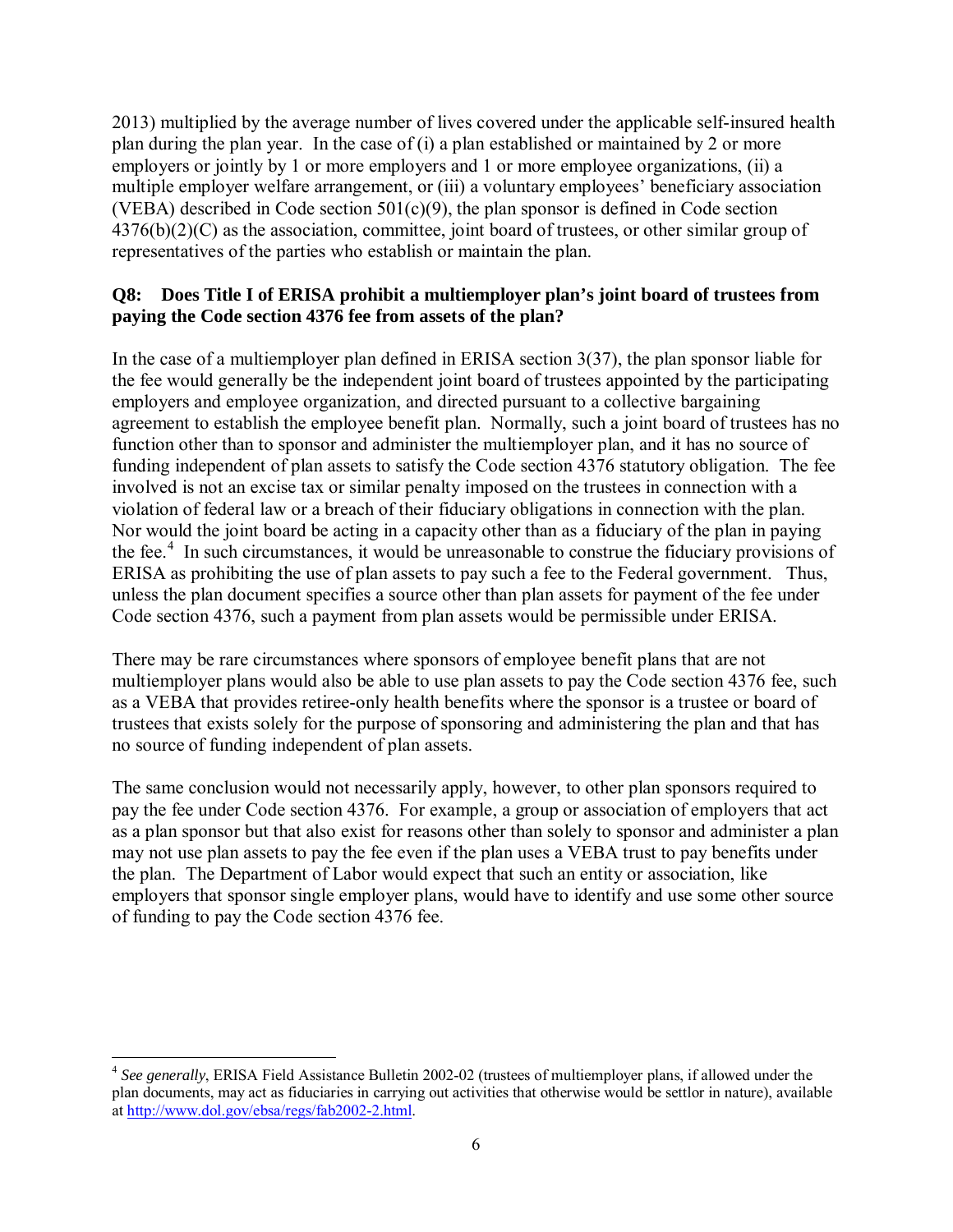2013) multiplied by the average number of lives covered under the applicable self-insured health plan during the plan year. In the case of (i) a plan established or maintained by 2 or more employers or jointly by 1 or more employers and 1 or more employee organizations, (ii) a multiple employer welfare arrangement, or (iii) a voluntary employees' beneficiary association (VEBA) described in Code section 501(c)(9), the plan sponsor is defined in Code section 4376(b)(2)(C) as the association, committee, joint board of trustees, or other similar group of representatives of the parties who establish or maintain the plan.

**Q8: Does Title I of ERISA prohibit a multiemployer plan's joint board of trustees from paying the Code section 4376 fee from assets of the plan?**

In the case of a multiemployer plan defined in ERISA section 3(37), the plan sponsor liable for the fee would generally be the independent joint board of trustees appointed by the participating employers and employee organization, and directed pursuant to a collective bargaining agreement to establish the employee benefit plan. Normally, such a joint board of trustees has no function other than to sponsor and administer the multiemployer plan, and it has no source of funding independent of plan assets to satisfy the Code section 4376 statutory obligation. The fee involved is not an excise tax or similar penalty imposed on the trustees in connection with a violation of federal law or a breach of their fiduciary obligations in connection with the plan. Nor would the joint board be acting in a capacity other than as a fiduciary of the plan in paying the fee.[4] In such circumstances, it would be unreasonable to construe the fiduciary provisions of ERISA as prohibiting the use of plan assets to pay such a fee to the Federal government. Thus, unless the plan document specifies a source other than plan assets for payment of the fee under Code section 4376, such a payment from plan assets would be permissible under ERISA.

There may be rare circumstances where sponsors of employee benefit plans that are not multiemployer plans would also be able to use plan assets to pay the Code section 4376 fee, such as a VEBA that provides retiree-only health benefits where the sponsor is a trustee or board of trustees that exists solely for the purpose of sponsoring and administering the plan and that has no source of funding independent of plan assets.

The same conclusion would not necessarily apply, however, to other plan sponsors required to pay the fee under Code section 4376. For example, a group or association of employers that act as a plan sponsor but that also exist for reasons other than solely to sponsor and administer a plan may not use plan assets to pay the fee even if the plan uses a VEBA trust to pay benefits under the plan. The Department of Labor would expect that such an entity or association, like employers that sponsor single employer plans, would have to identify and use some other source of funding to pay the Code section 4376 fee.

---

[4] *See generally*, ERISA Field Assistance Bulletin 2002-02 (trustees of multiemployer plans, if allowed under the plan documents, may act as fiduciaries in carrying out activities that otherwise would be settlor in nature), available at http://www.dol.gov/ebsa/regs/fab2002-2.html.